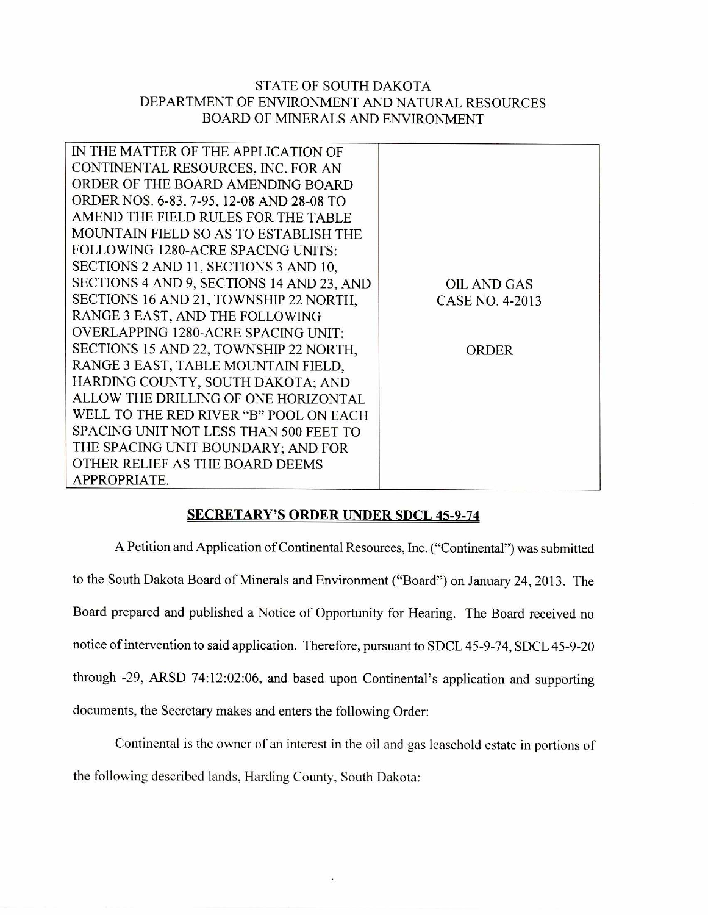STATE OF SOUTH DAKOTA
DEPARTMENT OF ENVIRONMENT AND NATURAL RESOURCES
BOARD OF MINERALS AND ENVIRONMENT

| IN THE MATTER OF THE APPLICATION OF CONTINENTAL RESOURCES, INC. FOR AN ORDER OF THE BOARD AMENDING BOARD ORDER NOS. 6-83, 7-95, 12-08 AND 28-08 TO AMEND THE FIELD RULES FOR THE TABLE MOUNTAIN FIELD SO AS TO ESTABLISH THE FOLLOWING 1280-ACRE SPACING UNITS: SECTIONS 2 AND 11, SECTIONS 3 AND 10, SECTIONS 4 AND 9, SECTIONS 14 AND 23, AND SECTIONS 16 AND 21, TOWNSHIP 22 NORTH, RANGE 3 EAST, AND THE FOLLOWING OVERLAPPING 1280-ACRE SPACING UNIT: SECTIONS 15 AND 22, TOWNSHIP 22 NORTH, RANGE 3 EAST, TABLE MOUNTAIN FIELD, HARDING COUNTY, SOUTH DAKOTA; AND ALLOW THE DRILLING OF ONE HORIZONTAL WELL TO THE RED RIVER "B" POOL ON EACH SPACING UNIT NOT LESS THAN 500 FEET TO THE SPACING UNIT BOUNDARY; AND FOR OTHER RELIEF AS THE BOARD DEEMS APPROPRIATE. | OIL AND GAS CASE NO. 4-2013<br><br>ORDER |
|---|---|

## SECRETARY'S ORDER UNDER SDCL 45-9-74

A Petition and Application of Continental Resources, Inc. ("Continental") was submitted to the South Dakota Board of Minerals and Environment ("Board") on January 24, 2013. The Board prepared and published a Notice of Opportunity for Hearing. The Board received no notice of intervention to said application. Therefore, pursuant to SDCL 45-9-74, SDCL 45-9-20 through -29, ARSD 74:12:02:06, and based upon Continental's application and supporting documents, the Secretary makes and enters the following Order:

Continental is the owner of an interest in the oil and gas leasehold estate in portions of the following described lands, Harding County, South Dakota: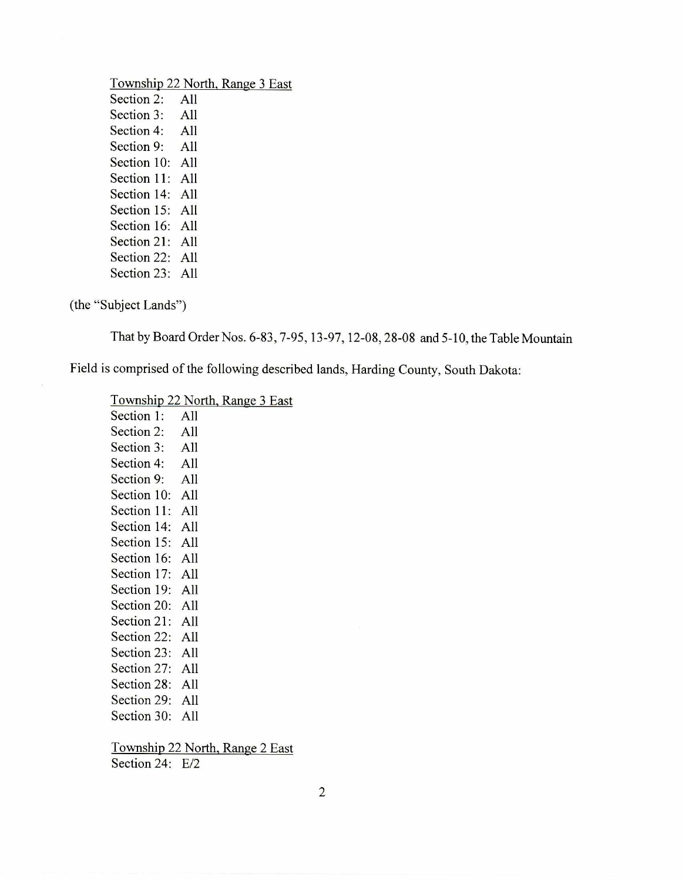Township 22 North, Range 3 East
Section 2: All
Section 3: All
Section 4: All
Section 9: All
Section 10: All
Section 11: All
Section 14: All
Section 15: All
Section 16: All
Section 21: All
Section 22: All
Section 23: All

(the "Subject Lands")

That by Board Order Nos. 6-83, 7-95, 13-97, 12-08, 28-08 and 5-10, the Table Mountain Field is comprised of the following described lands, Harding County, South Dakota:

Township 22 North, Range 3 East
Section 1: All
Section 2: All
Section 3: All
Section 4: All
Section 9: All
Section 10: All
Section 11: All
Section 14: All
Section 15: All
Section 16: All
Section 17: All
Section 19: All
Section 20: All
Section 21: All
Section 22: All
Section 23: All
Section 27: All
Section 28: All
Section 29: All
Section 30: All

Township 22 North, Range 2 East
Section 24: E/2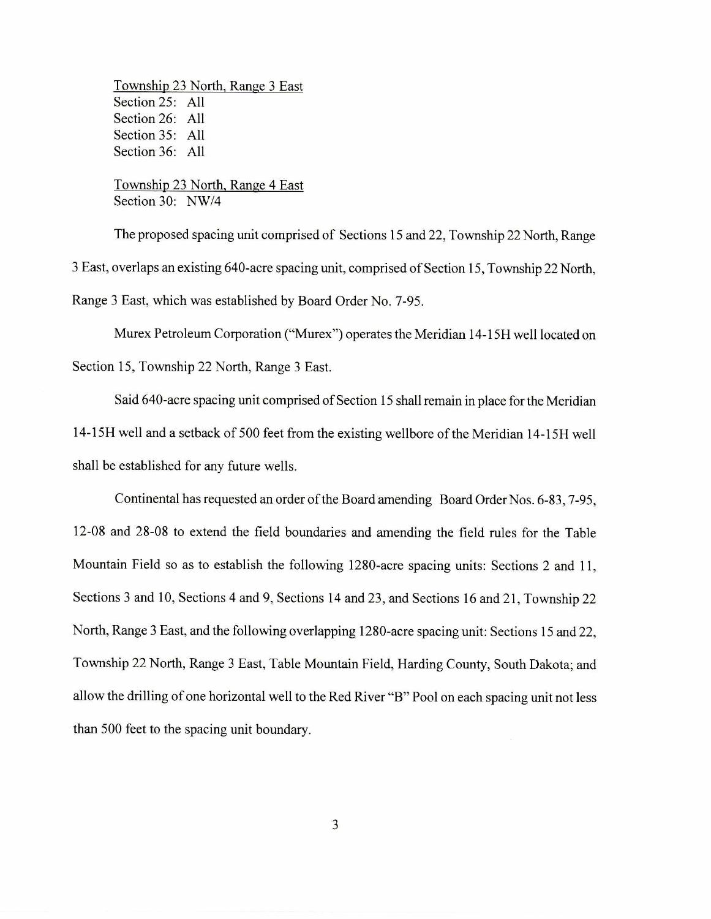Township 23 North, Range 3 East
Section 25: All
Section 26: All
Section 35: All
Section 36: All

Township 23 North, Range 4 East
Section 30: NW/4

The proposed spacing unit comprised of Sections 15 and 22, Township 22 North, Range 3 East, overlaps an existing 640-acre spacing unit, comprised of Section 15, Township 22 North, Range 3 East, which was established by Board Order No. 7-95.

Murex Petroleum Corporation ("Murex") operates the Meridian 14-15H well located on Section 15, Township 22 North, Range 3 East.

Said 640-acre spacing unit comprised of Section 15 shall remain in place for the Meridian 14-15H well and a setback of 500 feet from the existing wellbore of the Meridian 14-15H well shall be established for any future wells.

Continental has requested an order of the Board amending Board Order Nos. 6-83, 7-95, 12-08 and 28-08 to extend the field boundaries and amending the field rules for the Table Mountain Field so as to establish the following 1280-acre spacing units: Sections 2 and 11, Sections 3 and 10, Sections 4 and 9, Sections 14 and 23, and Sections 16 and 21, Township 22 North, Range 3 East, and the following overlapping 1280-acre spacing unit: Sections 15 and 22, Township 22 North, Range 3 East, Table Mountain Field, Harding County, South Dakota; and allow the drilling of one horizontal well to the Red River "B" Pool on each spacing unit not less than 500 feet to the spacing unit boundary.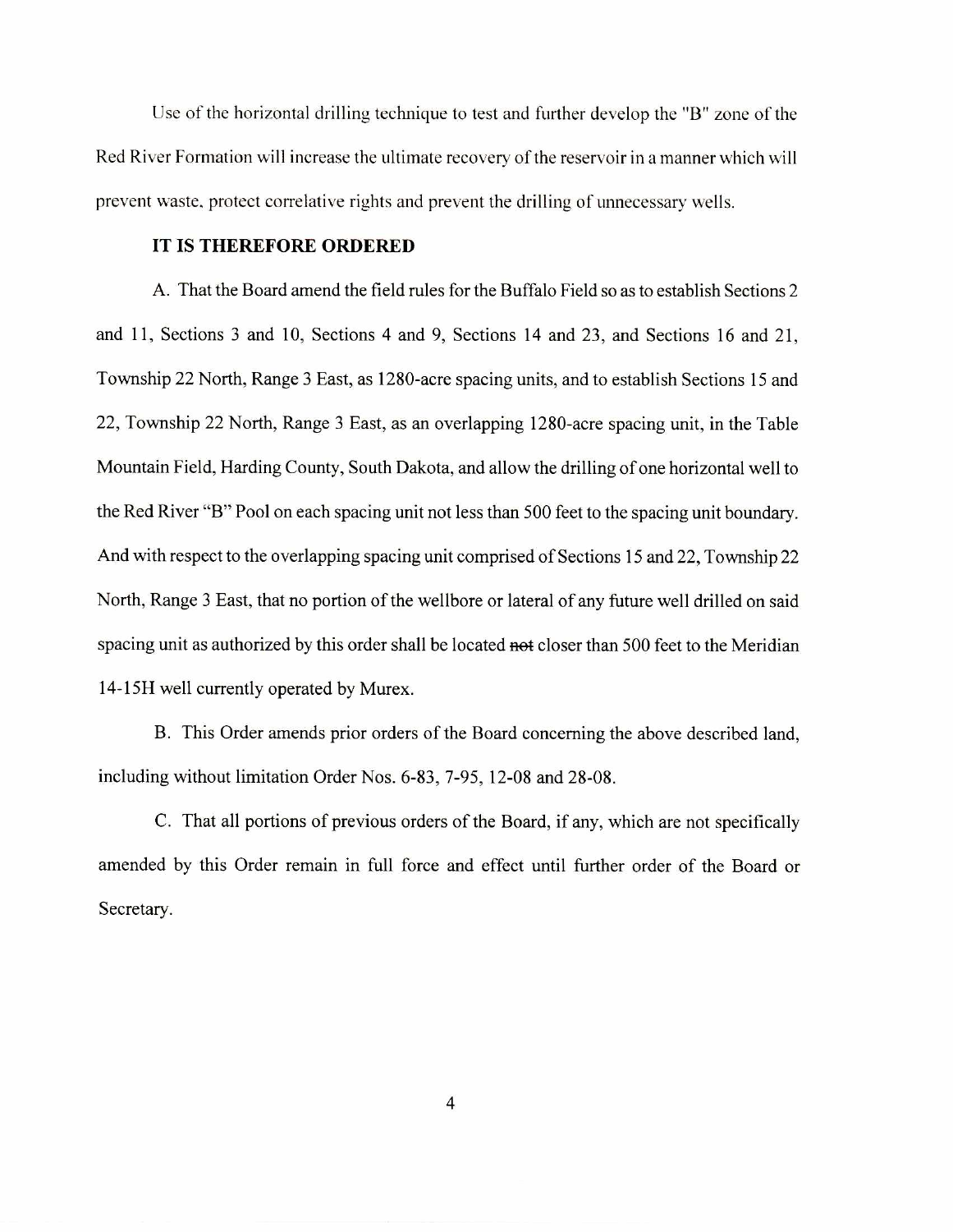Use of the horizontal drilling technique to test and further develop the "B" zone of the Red River Formation will increase the ultimate recovery of the reservoir in a manner which will prevent waste, protect correlative rights and prevent the drilling of unnecessary wells.

**IT IS THEREFORE ORDERED**

A. That the Board amend the field rules for the Buffalo Field so as to establish Sections 2 and 11, Sections 3 and 10, Sections 4 and 9, Sections 14 and 23, and Sections 16 and 21, Township 22 North, Range 3 East, as 1280-acre spacing units, and to establish Sections 15 and 22, Township 22 North, Range 3 East, as an overlapping 1280-acre spacing unit, in the Table Mountain Field, Harding County, South Dakota, and allow the drilling of one horizontal well to the Red River "B" Pool on each spacing unit not less than 500 feet to the spacing unit boundary. And with respect to the overlapping spacing unit comprised of Sections 15 and 22, Township 22 North, Range 3 East, that no portion of the wellbore or lateral of any future well drilled on said spacing unit as authorized by this order shall be located ~~not~~ closer than 500 feet to the Meridian 14-15H well currently operated by Murex.

B. This Order amends prior orders of the Board concerning the above described land, including without limitation Order Nos. 6-83, 7-95, 12-08 and 28-08.

C. That all portions of previous orders of the Board, if any, which are not specifically amended by this Order remain in full force and effect until further order of the Board or Secretary.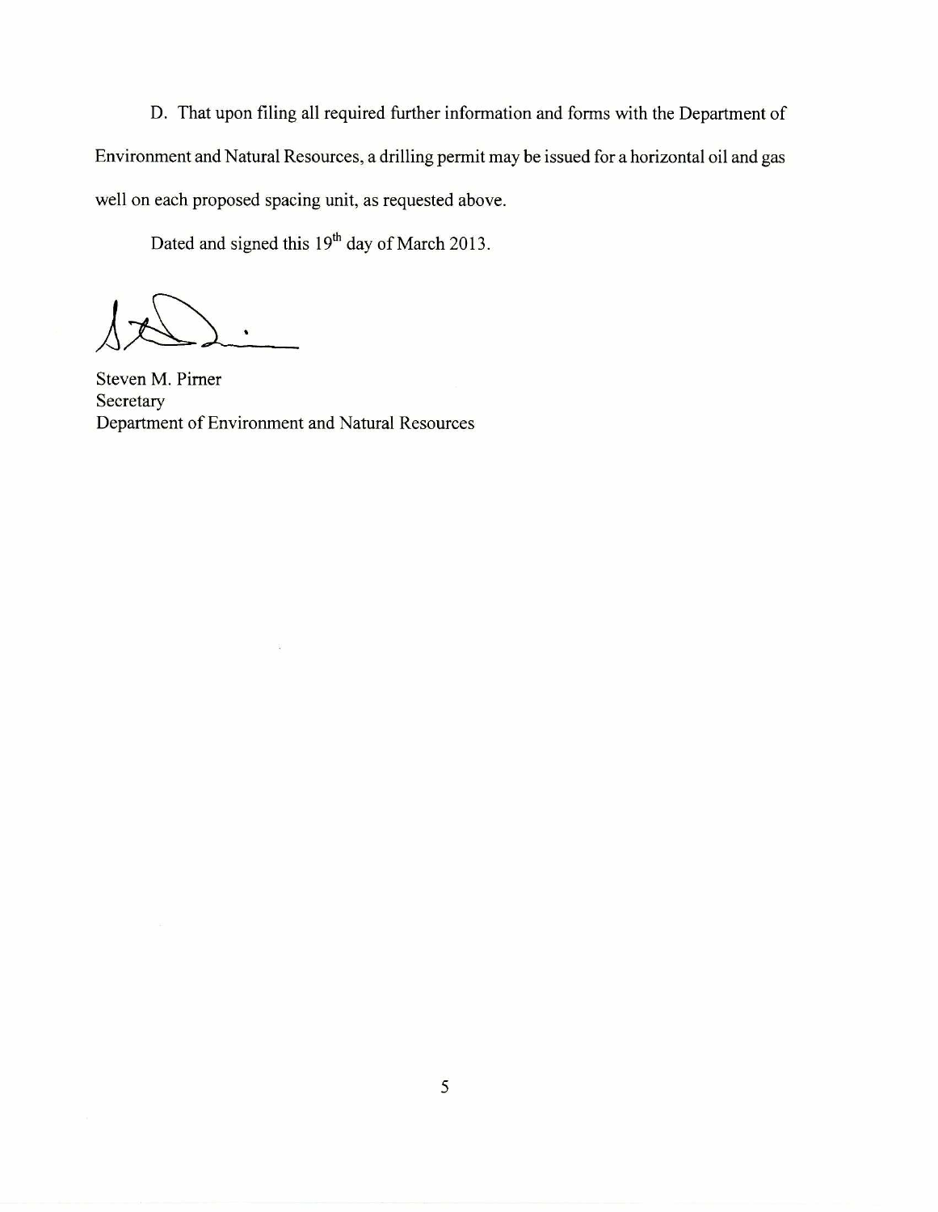D. That upon filing all required further information and forms with the Department of Environment and Natural Resources, a drilling permit may be issued for a horizontal oil and gas well on each proposed spacing unit, as requested above.

Dated and signed this 19th day of March 2013.

Steven M. Pirner
Secretary
Department of Environment and Natural Resources